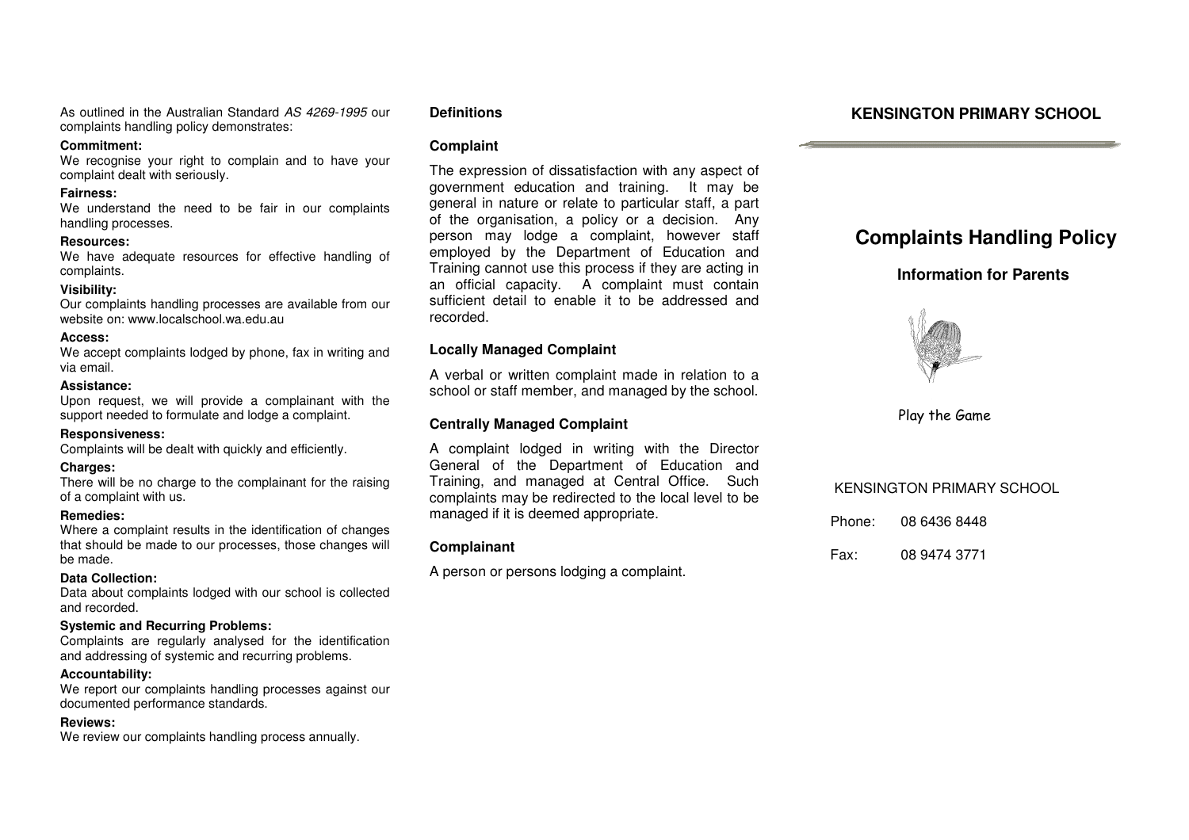As outlined in the Australian Standard *AS 4269-1995* our complaints handling policy demonstrates:

**Commitment:**
We recognise your right to complain and to have your complaint dealt with seriously.

**Fairness:**
We understand the need to be fair in our complaints handling processes.

**Resources:**
We have adequate resources for effective handling of complaints.

**Visibility:**
Our complaints handling processes are available from our website on: www.localschool.wa.edu.au

**Access:**
We accept complaints lodged by phone, fax in writing and via email.

**Assistance:**
Upon request, we will provide a complainant with the support needed to formulate and lodge a complaint.

**Responsiveness:**
Complaints will be dealt with quickly and efficiently.

**Charges:**
There will be no charge to the complainant for the raising of a complaint with us.

**Remedies:**
Where a complaint results in the identification of changes that should be made to our processes, those changes will be made.

**Data Collection:**
Data about complaints lodged with our school is collected and recorded.

**Systemic and Recurring Problems:**
Complaints are regularly analysed for the identification and addressing of systemic and recurring problems.

**Accountability:**
We report our complaints handling processes against our documented performance standards.

**Reviews:**
We review our complaints handling process annually.

## Definitions

### Complaint

The expression of dissatisfaction with any aspect of government education and training. It may be general in nature or relate to particular staff, a part of the organisation, a policy or a decision. Any person may lodge a complaint, however staff employed by the Department of Education and Training cannot use this process if they are acting in an official capacity. A complaint must contain sufficient detail to enable it to be addressed and recorded.

### Locally Managed Complaint

A verbal or written complaint made in relation to a school or staff member, and managed by the school.

### Centrally Managed Complaint

A complaint lodged in writing with the Director General of the Department of Education and Training, and managed at Central Office. Such complaints may be redirected to the local level to be managed if it is deemed appropriate.

### Complainant

A person or persons lodging a complaint.

**KENSINGTON PRIMARY SCHOOL**

# Complaints Handling Policy

## Information for Parents

Play the Game

KENSINGTON PRIMARY SCHOOL

Phone: 08 6436 8448

Fax: 08 9474 3771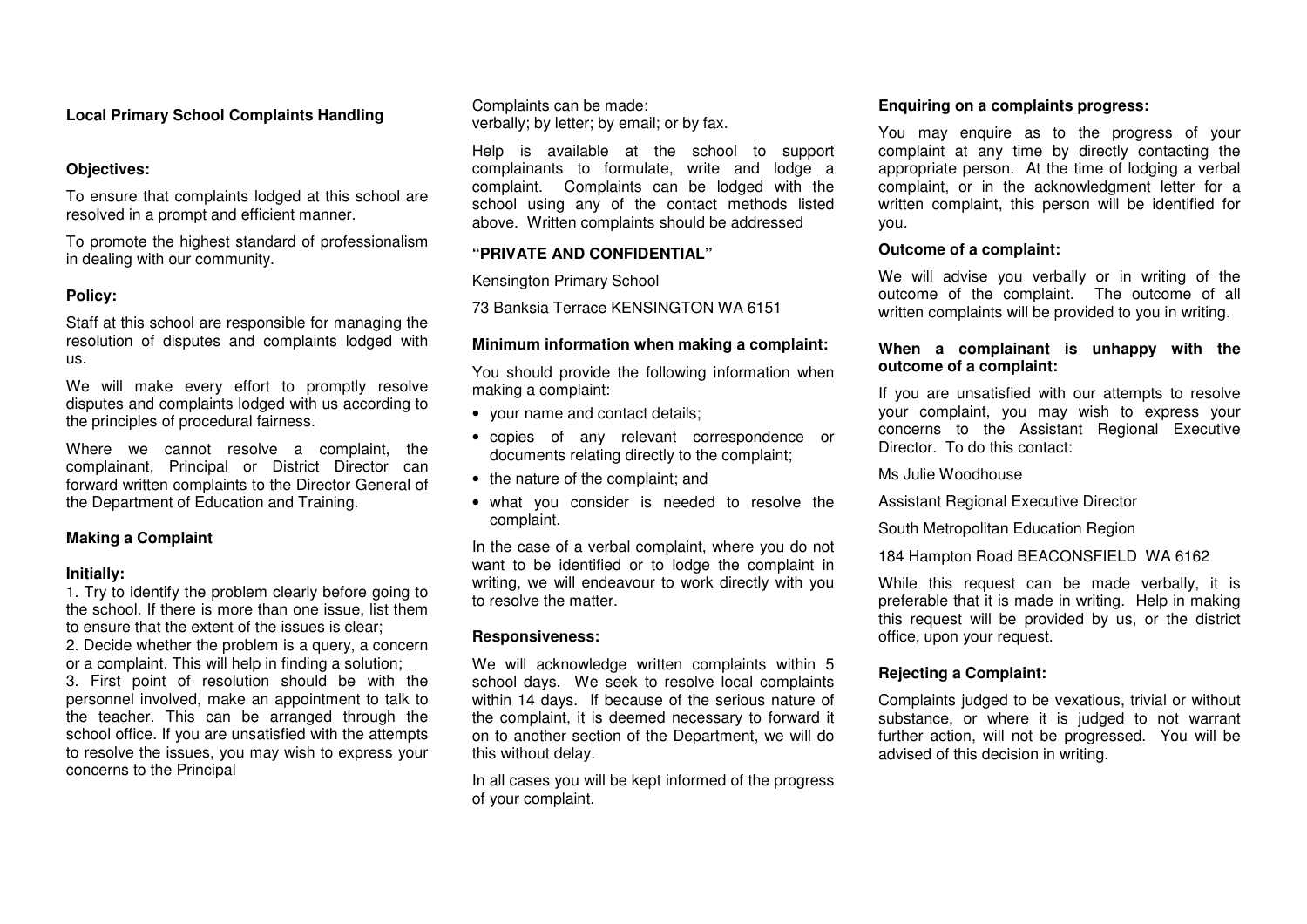**Local Primary School Complaints Handling**

**Objectives:**

To ensure that complaints lodged at this school are resolved in a prompt and efficient manner.

To promote the highest standard of professionalism in dealing with our community.

**Policy:**

Staff at this school are responsible for managing the resolution of disputes and complaints lodged with us.

We will make every effort to promptly resolve disputes and complaints lodged with us according to the principles of procedural fairness.

Where we cannot resolve a complaint, the complainant, Principal or District Director can forward written complaints to the Director General of the Department of Education and Training.

**Making a Complaint**

**Initially:**

1. Try to identify the problem clearly before going to the school. If there is more than one issue, list them to ensure that the extent of the issues is clear;
2. Decide whether the problem is a query, a concern or a complaint. This will help in finding a solution;
3. First point of resolution should be with the personnel involved, make an appointment to talk to the teacher. This can be arranged through the school office. If you are unsatisfied with the attempts to resolve the issues, you may wish to express your concerns to the Principal

Complaints can be made:
verbally; by letter; by email; or by fax.

Help is available at the school to support complainants to formulate, write and lodge a complaint. Complaints can be lodged with the school using any of the contact methods listed above. Written complaints should be addressed

**"PRIVATE AND CONFIDENTIAL"**

Kensington Primary School

73 Banksia Terrace KENSINGTON WA 6151

**Minimum information when making a complaint:**

You should provide the following information when making a complaint:

- your name and contact details;
- copies of any relevant correspondence or documents relating directly to the complaint;
- the nature of the complaint; and
- what you consider is needed to resolve the complaint.

In the case of a verbal complaint, where you do not want to be identified or to lodge the complaint in writing, we will endeavour to work directly with you to resolve the matter.

**Responsiveness:**

We will acknowledge written complaints within 5 school days. We seek to resolve local complaints within 14 days. If because of the serious nature of the complaint, it is deemed necessary to forward it on to another section of the Department, we will do this without delay.

In all cases you will be kept informed of the progress of your complaint.

**Enquiring on a complaints progress:**

You may enquire as to the progress of your complaint at any time by directly contacting the appropriate person. At the time of lodging a verbal complaint, or in the acknowledgment letter for a written complaint, this person will be identified for you.

**Outcome of a complaint:**

We will advise you verbally or in writing of the outcome of the complaint. The outcome of all written complaints will be provided to you in writing.

**When a complainant is unhappy with the outcome of a complaint:**

If you are unsatisfied with our attempts to resolve your complaint, you may wish to express your concerns to the Assistant Regional Executive Director. To do this contact:

Ms Julie Woodhouse

Assistant Regional Executive Director

South Metropolitan Education Region

184 Hampton Road BEACONSFIELD WA 6162

While this request can be made verbally, it is preferable that it is made in writing. Help in making this request will be provided by us, or the district office, upon your request.

**Rejecting a Complaint:**

Complaints judged to be vexatious, trivial or without substance, or where it is judged to not warrant further action, will not be progressed. You will be advised of this decision in writing.